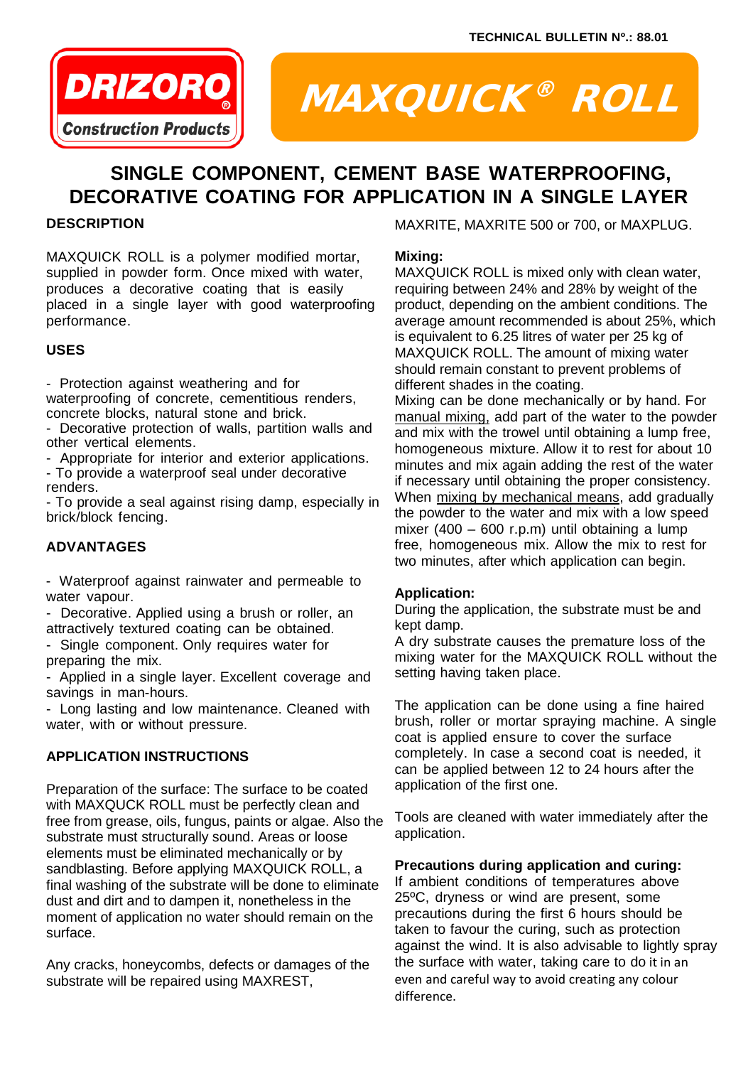TECHNICAL BULLETIN Nº.: 88.01

**DRIZORO** Construction Products

# MAXQUICK® ROLL

## SINGLE COMPONENT, CEMENT BASE WATERPROOFING, DECORATIVE COATING FOR APPLICATION IN A SINGLE LAYER

### DESCRIPTION

MAXQUICK ROLL is a polymer modified mortar, supplied in powder form. Once mixed with water, produces a decorative coating that is easily placed in a single layer with good waterproofing performance.

### USES

- Protection against weathering and for waterproofing of concrete, cementitious renders, concrete blocks, natural stone and brick.
- Decorative protection of walls, partition walls and other vertical elements.
- Appropriate for interior and exterior applications.
- To provide a waterproof seal under decorative renders.
- To provide a seal against rising damp, especially in brick/block fencing.

### ADVANTAGES

- Waterproof against rainwater and permeable to water vapour.
- Decorative. Applied using a brush or roller, an attractively textured coating can be obtained.
- Single component. Only requires water for preparing the mix.
- Applied in a single layer. Excellent coverage and savings in man-hours.
- Long lasting and low maintenance. Cleaned with water, with or without pressure.

### APPLICATION INSTRUCTIONS

Preparation of the surface: The surface to be coated with MAXQUCK ROLL must be perfectly clean and free from grease, oils, fungus, paints or algae. Also the substrate must structurally sound. Areas or loose elements must be eliminated mechanically or by sandblasting. Before applying MAXQUICK ROLL, a final washing of the substrate will be done to eliminate dust and dirt and to dampen it, nonetheless in the moment of application no water should remain on the surface.

Any cracks, honeycombs, defects or damages of the substrate will be repaired using MAXREST, MAXRITE, MAXRITE 500 or 700, or MAXPLUG.

**Mixing:**
MAXQUICK ROLL is mixed only with clean water, requiring between 24% and 28% by weight of the product, depending on the ambient conditions. The average amount recommended is about 25%, which is equivalent to 6.25 litres of water per 25 kg of MAXQUICK ROLL. The amount of mixing water should remain constant to prevent problems of different shades in the coating.
Mixing can be done mechanically or by hand. For manual mixing, add part of the water to the powder and mix with the trowel until obtaining a lump free, homogeneous mixture. Allow it to rest for about 10 minutes and mix again adding the rest of the water if necessary until obtaining the proper consistency. When mixing by mechanical means, add gradually the powder to the water and mix with a low speed mixer (400 – 600 r.p.m) until obtaining a lump free, homogeneous mix. Allow the mix to rest for two minutes, after which application can begin.

**Application:**
During the application, the substrate must be and kept damp.
A dry substrate causes the premature loss of the mixing water for the MAXQUICK ROLL without the setting having taken place.

The application can be done using a fine haired brush, roller or mortar spraying machine. A single coat is applied ensure to cover the surface completely. In case a second coat is needed, it can be applied between 12 to 24 hours after the application of the first one.

Tools are cleaned with water immediately after the application.

**Precautions during application and curing:**
If ambient conditions of temperatures above 25ºC, dryness or wind are present, some precautions during the first 6 hours should be taken to favour the curing, such as protection against the wind. It is also advisable to lightly spray the surface with water, taking care to do it in an even and careful way to avoid creating any colour difference.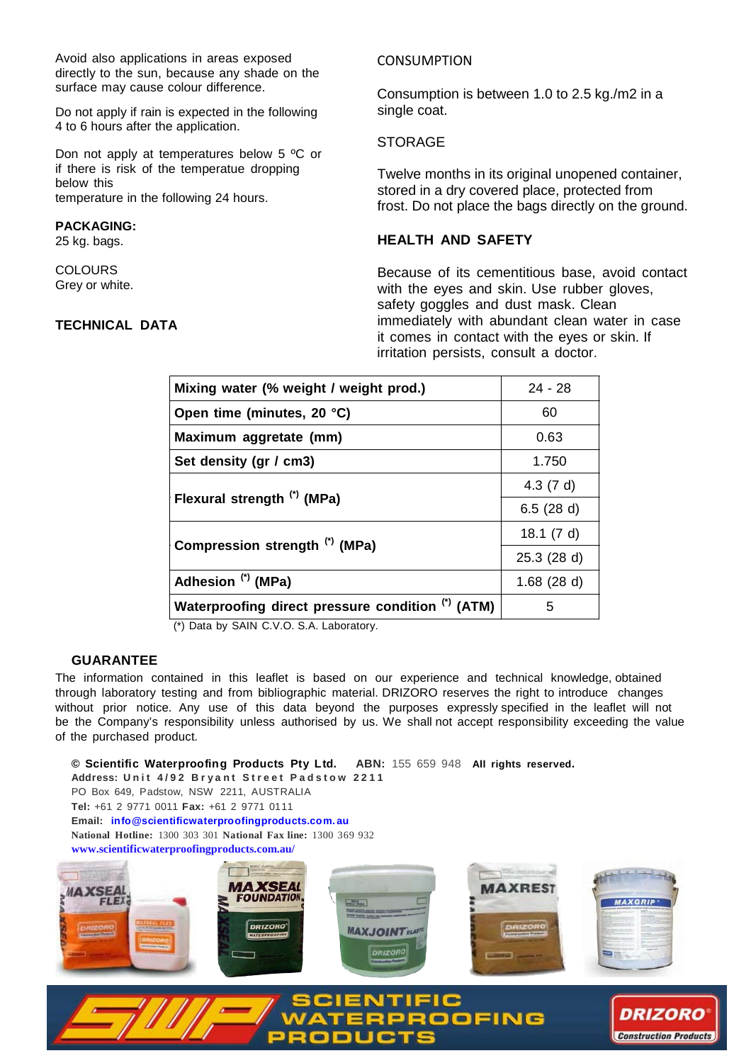Avoid also applications in areas exposed directly to the sun, because any shade on the surface may cause colour difference.

Do not apply if rain is expected in the following 4 to 6 hours after the application.

Don not apply at temperatures below 5 ºC or if there is risk of the temperatue dropping below this temperature in the following 24 hours.

**PACKAGING:**
25 kg. bags.

COLOURS
Grey or white.

**TECHNICAL DATA**

CONSUMPTION

Consumption is between 1.0 to 2.5 kg./m2 in a single coat.

STORAGE

Twelve months in its original unopened container, stored in a dry covered place, protected from frost. Do not place the bags directly on the ground.

**HEALTH AND SAFETY**

Because of its cementitious base, avoid contact with the eyes and skin. Use rubber gloves, safety goggles and dust mask. Clean immediately with abundant clean water in case it comes in contact with the eyes or skin. If irritation persists, consult a doctor.

| | |
|---|---|
| **Mixing water (% weight / weight prod.)** | 24 - 28 |
| **Open time (minutes, 20 °C)** | 60 |
| **Maximum aggretate (mm)** | 0.63 |
| **Set density (gr / cm3)** | 1.750 |
| **Flexural strength (\*) (MPa)** | 4.3 (7 d) |
| | 6.5 (28 d) |
| **Compression strength (\*) (MPa)** | 18.1 (7 d) |
| | 25.3 (28 d) |
| **Adhesion (\*) (MPa)** | 1.68 (28 d) |
| **Waterproofing direct pressure condition (\*) (ATM)** | 5 |

(*) Data by SAIN C.V.O. S.A. Laboratory.

**GUARANTEE**

The information contained in this leaflet is based on our experience and technical knowledge, obtained through laboratory testing and from bibliographic material. DRIZORO reserves the right to introduce changes without prior notice. Any use of this data beyond the purposes expressly specified in the leaflet will not be the Company's responsibility unless authorised by us. We shall not accept responsibility exceeding the value of the purchased product.

**© Scientific Waterproofing Products Pty Ltd.** **ABN:** 155 659 948 **All rights reserved.**
**Address: Unit 4/92 Bryant Street Padstow 2211**
PO Box 649, Padstow, NSW 2211, AUSTRALIA
**Tel:** +61 2 9771 0011 **Fax:** +61 2 9771 0111
**Email:** info@scientificwaterproofingproducts.com.au
**National Hotline:** 1300 303 301 **National Fax line:** 1300 369 932
www.scientificwaterproofingproducts.com.au/